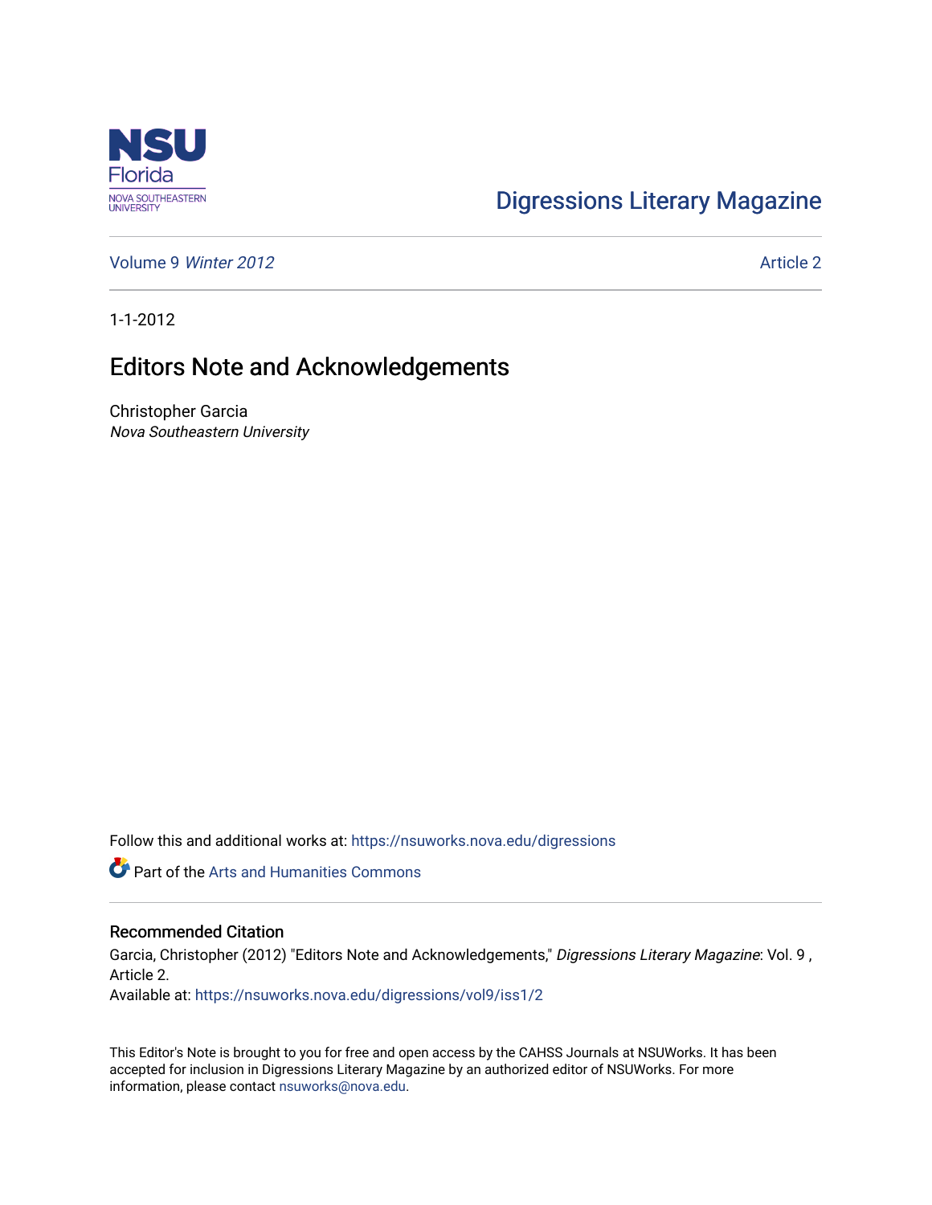Digressions Literary Magazine

Volume 9 *Winter 2012* Article 2

1-1-2012

# Editors Note and Acknowledgements

Christopher Garcia
*Nova Southeastern University*

Follow this and additional works at: https://nsuworks.nova.edu/digressions

Part of the Arts and Humanities Commons

## Recommended Citation

Garcia, Christopher (2012) "Editors Note and Acknowledgements," *Digressions Literary Magazine*: Vol. 9 , Article 2.
Available at: https://nsuworks.nova.edu/digressions/vol9/iss1/2

This Editor's Note is brought to you for free and open access by the CAHSS Journals at NSUWorks. It has been accepted for inclusion in Digressions Literary Magazine by an authorized editor of NSUWorks. For more information, please contact nsuworks@nova.edu.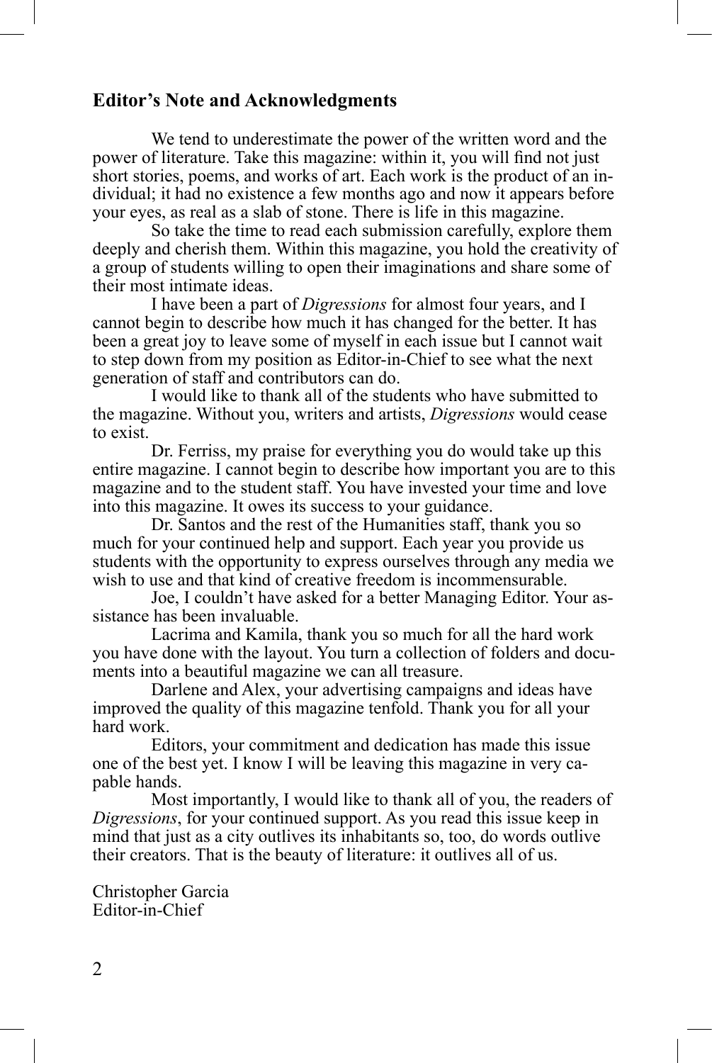## Editor's Note and Acknowledgments

We tend to underestimate the power of the written word and the power of literature. Take this magazine: within it, you will find not just short stories, poems, and works of art. Each work is the product of an individual; it had no existence a few months ago and now it appears before your eyes, as real as a slab of stone. There is life in this magazine.

So take the time to read each submission carefully, explore them deeply and cherish them. Within this magazine, you hold the creativity of a group of students willing to open their imaginations and share some of their most intimate ideas.

I have been a part of *Digressions* for almost four years, and I cannot begin to describe how much it has changed for the better. It has been a great joy to leave some of myself in each issue but I cannot wait to step down from my position as Editor-in-Chief to see what the next generation of staff and contributors can do.

I would like to thank all of the students who have submitted to the magazine. Without you, writers and artists, *Digressions* would cease to exist.

Dr. Ferriss, my praise for everything you do would take up this entire magazine. I cannot begin to describe how important you are to this magazine and to the student staff. You have invested your time and love into this magazine. It owes its success to your guidance.

Dr. Santos and the rest of the Humanities staff, thank you so much for your continued help and support. Each year you provide us students with the opportunity to express ourselves through any media we wish to use and that kind of creative freedom is incommensurable.

Joe, I couldn't have asked for a better Managing Editor. Your assistance has been invaluable.

Lacrima and Kamila, thank you so much for all the hard work you have done with the layout. You turn a collection of folders and documents into a beautiful magazine we can all treasure.

Darlene and Alex, your advertising campaigns and ideas have improved the quality of this magazine tenfold. Thank you for all your hard work.

Editors, your commitment and dedication has made this issue one of the best yet. I know I will be leaving this magazine in very capable hands.

Most importantly, I would like to thank all of you, the readers of *Digressions*, for your continued support. As you read this issue keep in mind that just as a city outlives its inhabitants so, too, do words outlive their creators. That is the beauty of literature: it outlives all of us.

Christopher Garcia
Editor-in-Chief